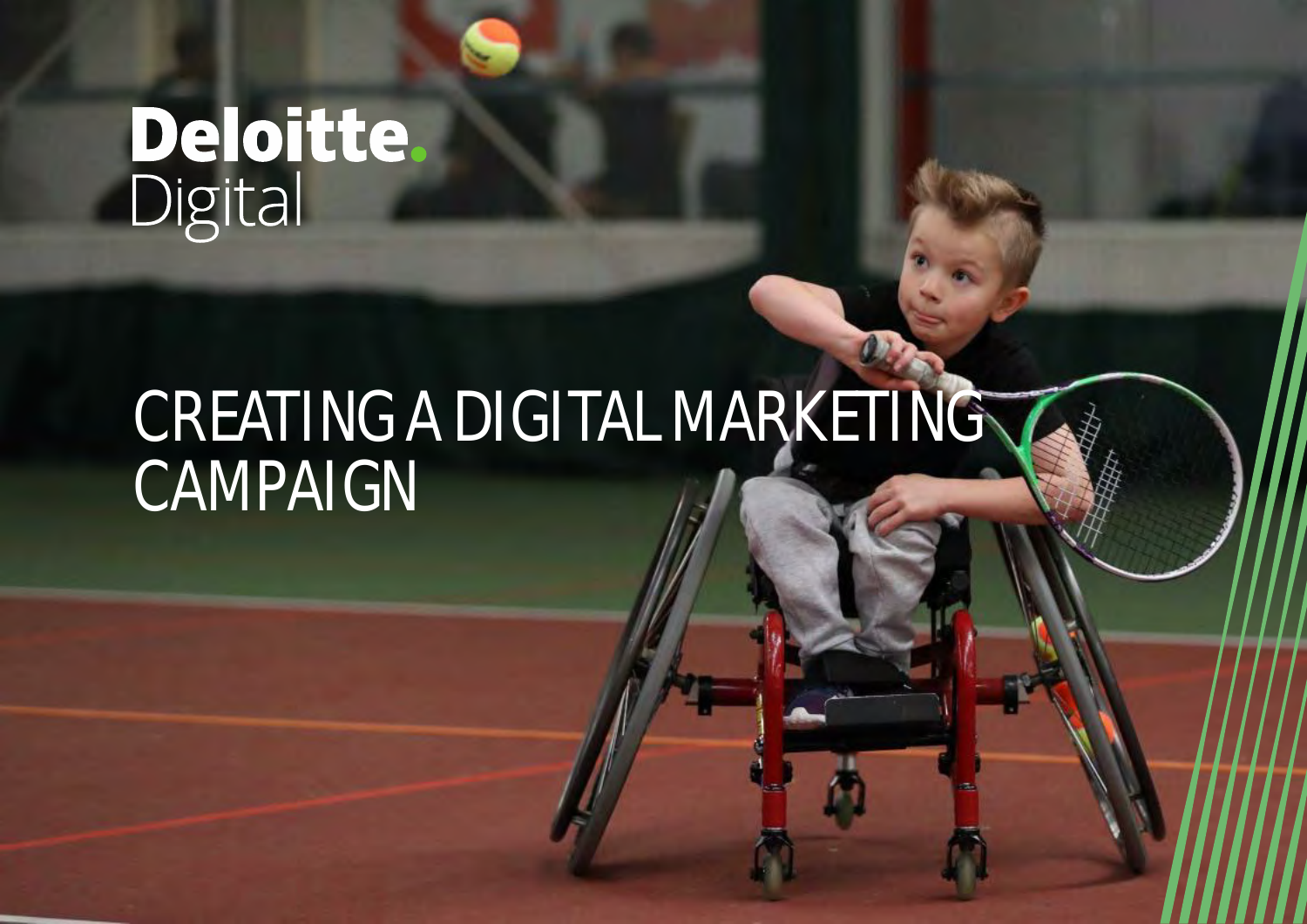Deloitte.
Digital

# CREATING A DIGITAL MARKETING CAMPAIGN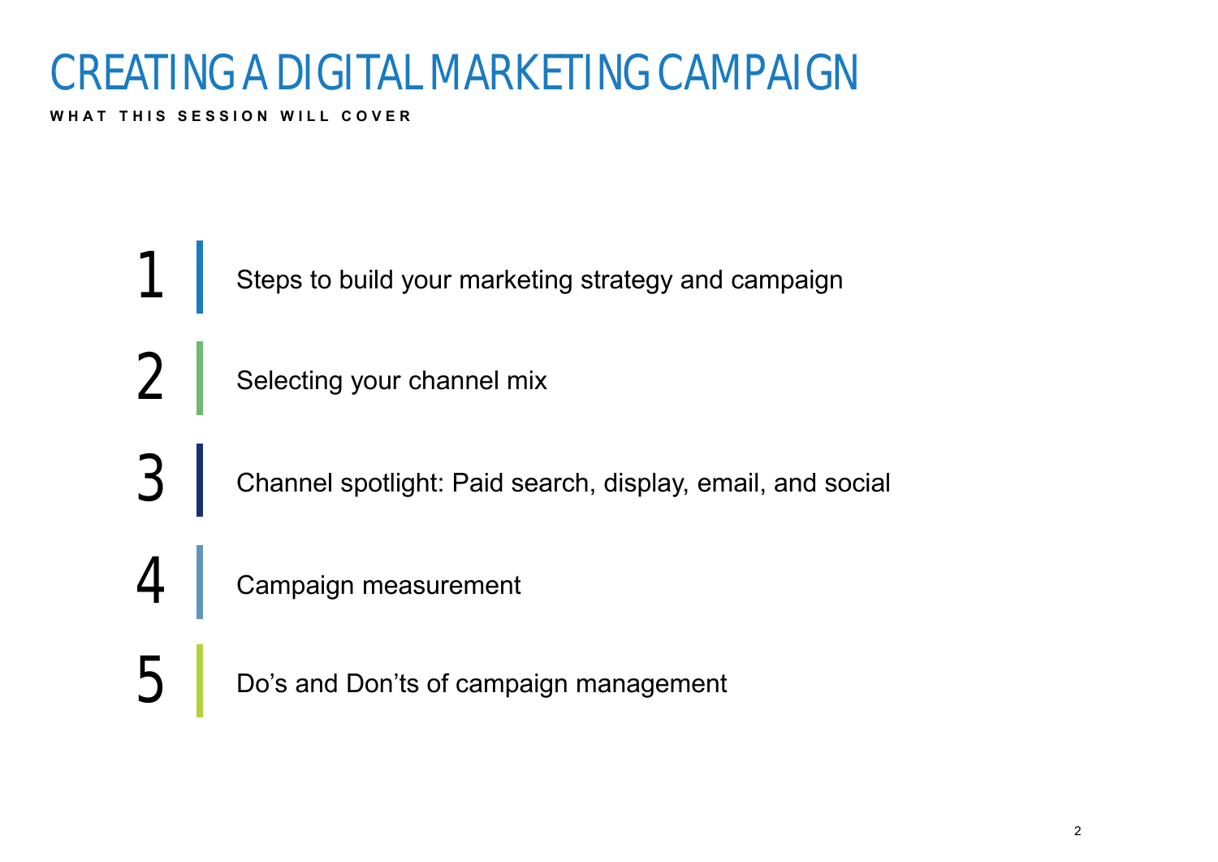# CREATING A DIGITAL MARKETING CAMPAIGN

**WHAT THIS SESSION WILL COVER**

1. Steps to build your marketing strategy and campaign
2. Selecting your channel mix
3. Channel spotlight: Paid search, display, email, and social
4. Campaign measurement
5. Do’s and Don’ts of campaign management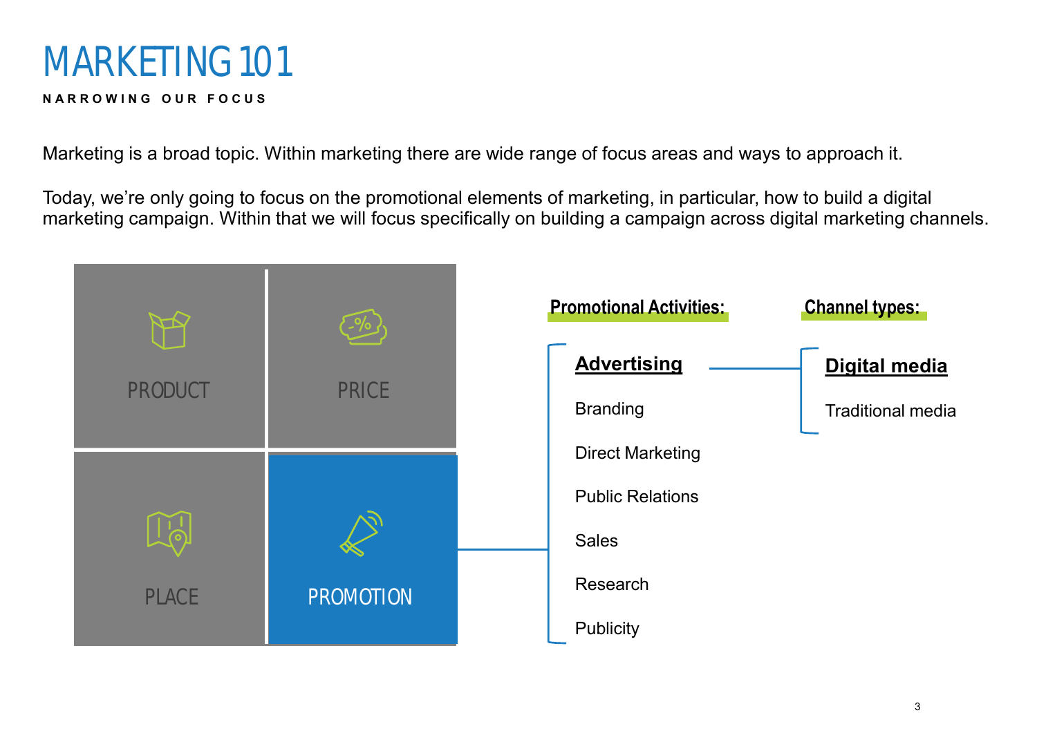# MARKETING 101

**NARROWING OUR FOCUS**

Marketing is a broad topic. Within marketing there are wide range of focus areas and ways to approach it.

Today, we're only going to focus on the promotional elements of marketing, in particular, how to build a digital marketing campaign. Within that we will focus specifically on building a campaign across digital marketing channels.

PRODUCT

PRICE

PLACE

PROMOTION

**Promotional Activities:**

- **Advertising**
- Branding
- Direct Marketing
- Public Relations
- Sales
- Research
- Publicity

**Channel types:**

- **Digital media**
- Traditional media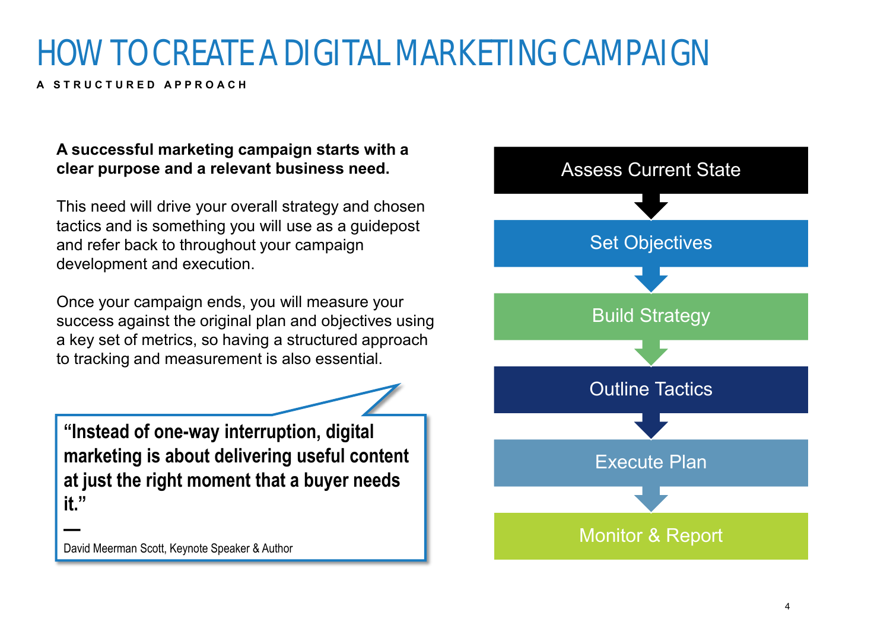# HOW TO CREATE A DIGITAL MARKETING CAMPAIGN

**A STRUCTURED APPROACH**

**A successful marketing campaign starts with a clear purpose and a relevant business need.**

This need will drive your overall strategy and chosen tactics and is something you will use as a guidepost and refer back to throughout your campaign development and execution.

Once your campaign ends, you will measure your success against the original plan and objectives using a key set of metrics, so having a structured approach to tracking and measurement is also essential.

> **"Instead of one-way interruption, digital marketing is about delivering useful content at just the right moment that a buyer needs it."**
>
> —
>
> David Meerman Scott, Keynote Speaker & Author

1. Assess Current State
2. Set Objectives
3. Build Strategy
4. Outline Tactics
5. Execute Plan
6. Monitor & Report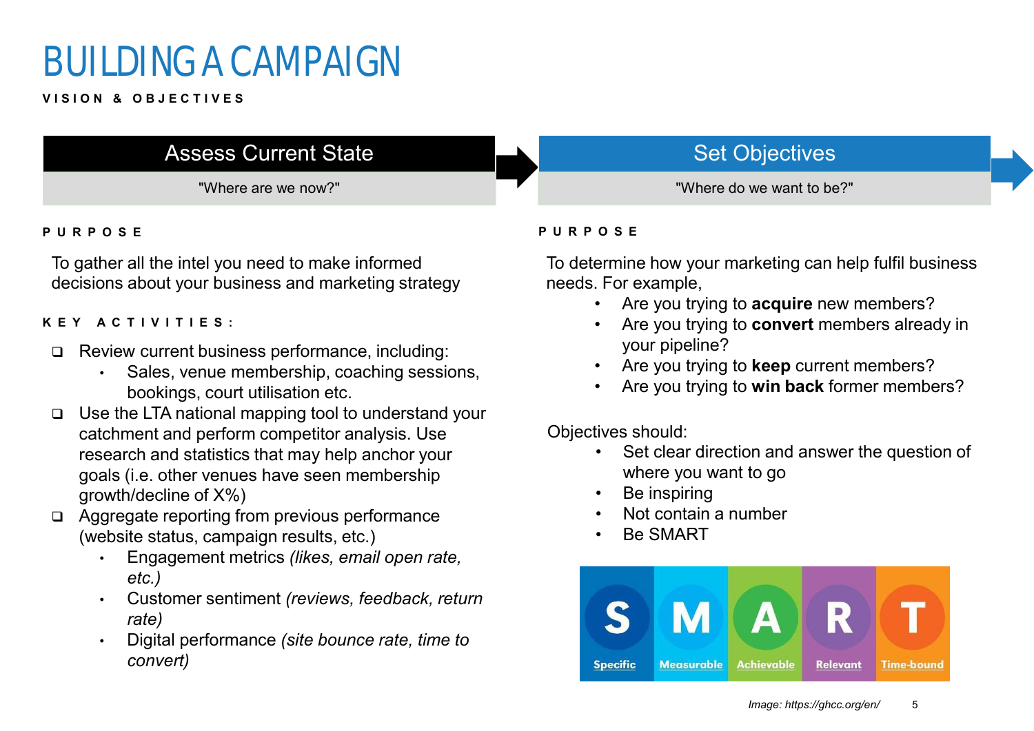# BUILDING A CAMPAIGN

**VISION & OBJECTIVES**

## Assess Current State

"Where are we now?"

**PURPOSE**

To gather all the intel you need to make informed decisions about your business and marketing strategy

**KEY ACTIVITIES:**

- Review current business performance, including:
  - Sales, venue membership, coaching sessions, bookings, court utilisation etc.
- Use the LTA national mapping tool to understand your catchment and perform competitor analysis. Use research and statistics that may help anchor your goals (i.e. other venues have seen membership growth/decline of X%)
- Aggregate reporting from previous performance (website status, campaign results, etc.)
  - Engagement metrics *(likes, email open rate, etc.)*
  - Customer sentiment *(reviews, feedback, return rate)*
  - Digital performance *(site bounce rate, time to convert)*

## Set Objectives

"Where do we want to be?"

**PURPOSE**

To determine how your marketing can help fulfil business needs. For example,

- Are you trying to **acquire** new members?
- Are you trying to **convert** members already in your pipeline?
- Are you trying to **keep** current members?
- Are you trying to **win back** former members?

Objectives should:

- Set clear direction and answer the question of where you want to go
- Be inspiring
- Not contain a number
- Be SMART

**S** Specific | **M** Measurable | **A** Achievable | **R** Relevant | **T** Time-bound

*Image: https://ghcc.org/en/*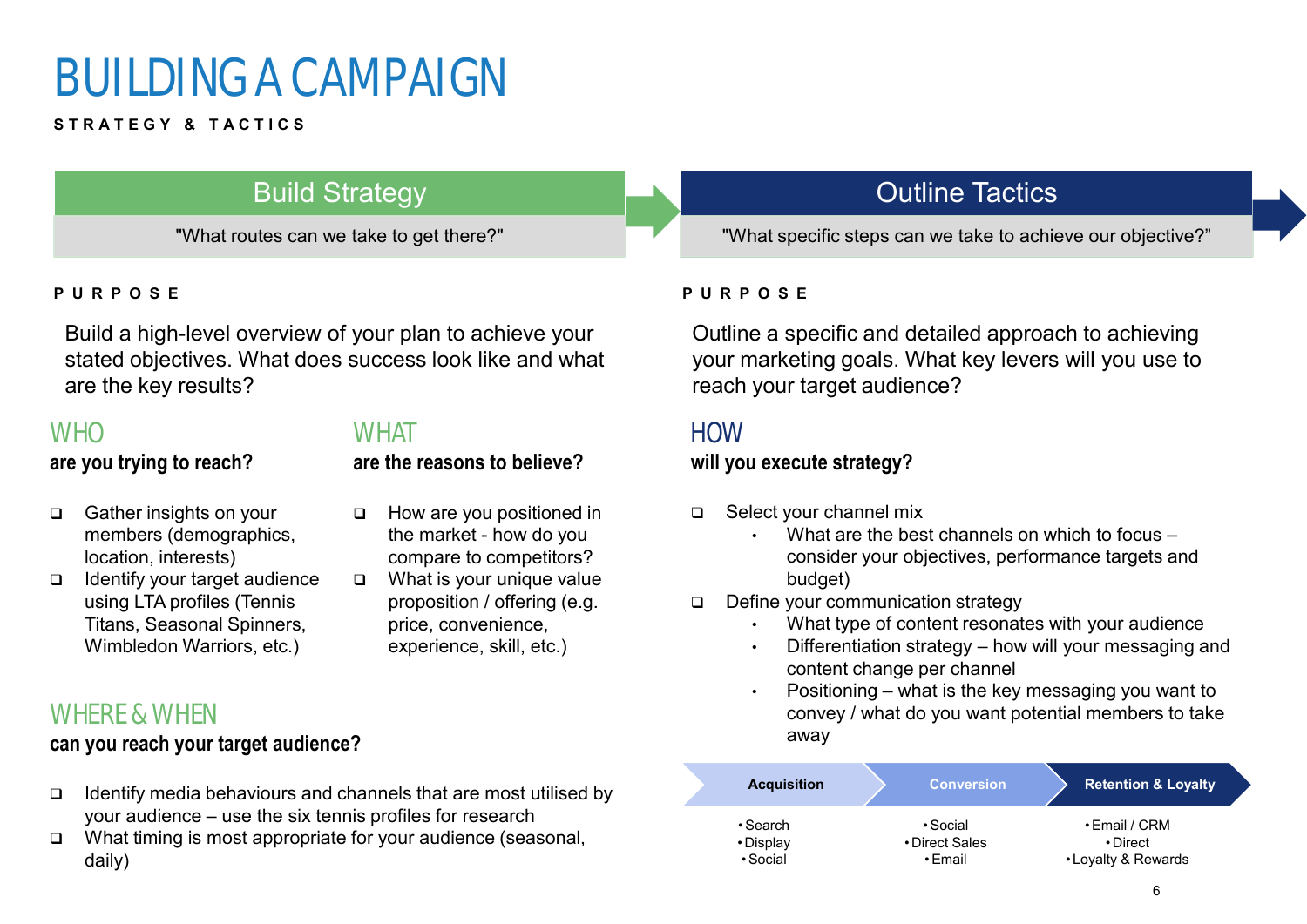# BUILDING A CAMPAIGN

**STRATEGY & TACTICS**

## Build Strategy

"What routes can we take to get there?"

**PURPOSE**

Build a high-level overview of your plan to achieve your stated objectives. What does success look like and what are the key results?

### WHO

**are you trying to reach?**

- Gather insights on your members (demographics, location, interests)
- Identify your target audience using LTA profiles (Tennis Titans, Seasonal Spinners, Wimbledon Warriors, etc.)

### WHAT

**are the reasons to believe?**

- How are you positioned in the market - how do you compare to competitors?
- What is your unique value proposition / offering (e.g. price, convenience, experience, skill, etc.)

### WHERE & WHEN

**can you reach your target audience?**

- Identify media behaviours and channels that are most utilised by your audience – use the six tennis profiles for research
- What timing is most appropriate for your audience (seasonal, daily)

## Outline Tactics

"What specific steps can we take to achieve our objective?"

**PURPOSE**

Outline a specific and detailed approach to achieving your marketing goals. What key levers will you use to reach your target audience?

### HOW

**will you execute strategy?**

- Select your channel mix
  - What are the best channels on which to focus – consider your objectives, performance targets and budget)
- Define your communication strategy
  - What type of content resonates with your audience
  - Differentiation strategy – how will your messaging and content change per channel
  - Positioning – what is the key messaging you want to convey / what do you want potential members to take away

| Acquisition | Conversion | Retention & Loyalty |
|---|---|---|
| • Search<br>• Display<br>• Social | • Social<br>• Direct Sales<br>• Email | • Email / CRM<br>• Direct<br>• Loyalty & Rewards |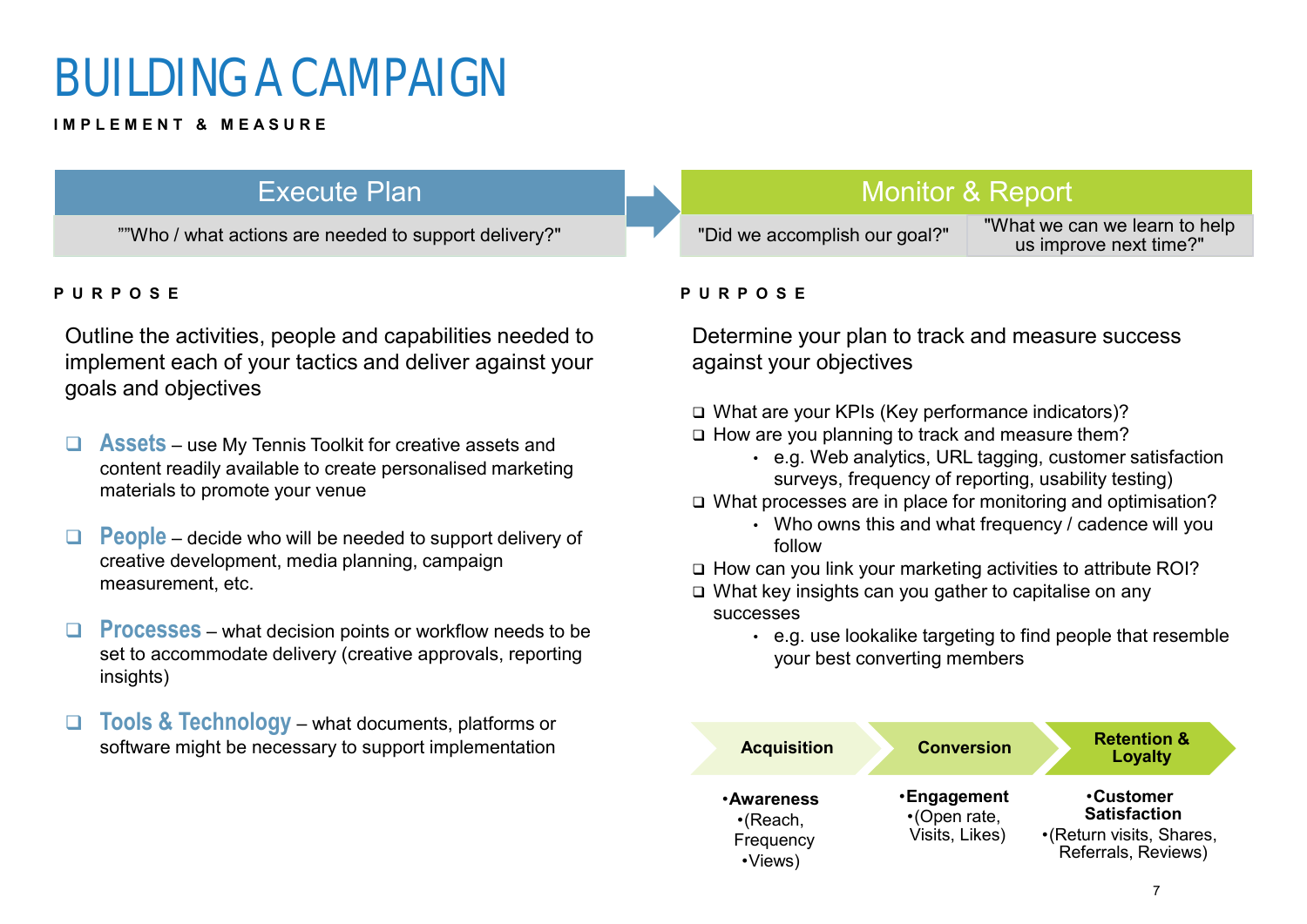# BUILDING A CAMPAIGN

**IMPLEMENT & MEASURE**

## Execute Plan

""Who / what actions are needed to support delivery?"

**PURPOSE**

Outline the activities, people and capabilities needed to implement each of your tactics and deliver against your goals and objectives

- **Assets** – use My Tennis Toolkit for creative assets and content readily available to create personalised marketing materials to promote your venue
- **People** – decide who will be needed to support delivery of creative development, media planning, campaign measurement, etc.
- **Processes** – what decision points or workflow needs to be set to accommodate delivery (creative approvals, reporting insights)
- **Tools & Technology** – what documents, platforms or software might be necessary to support implementation

## Monitor & Report

"Did we accomplish our goal?" "What we can we learn to help us improve next time?"

**PURPOSE**

Determine your plan to track and measure success against your objectives

- What are your KPIs (Key performance indicators)?
- How are you planning to track and measure them?
  - e.g. Web analytics, URL tagging, customer satisfaction surveys, frequency of reporting, usability testing)
- What processes are in place for monitoring and optimisation?
  - Who owns this and what frequency / cadence will you follow
- How can you link your marketing activities to attribute ROI?
- What key insights can you gather to capitalise on any successes
  - e.g. use lookalike targeting to find people that resemble your best converting members

| Acquisition | Conversion | Retention & Loyalty |
|---|---|---|
| •**Awareness**<br>•(Reach, Frequency<br>•Views) | •**Engagement**<br>•(Open rate, Visits, Likes) | •**Customer Satisfaction**<br>•(Return visits, Shares, Referrals, Reviews) |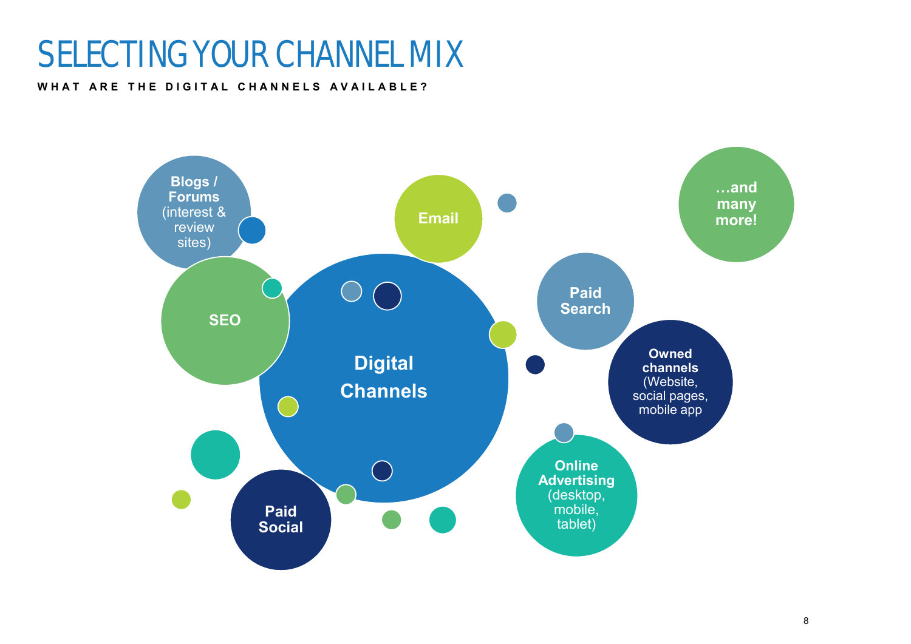# SELECTING YOUR CHANNEL MIX

**WHAT ARE THE DIGITAL CHANNELS AVAILABLE?**

**Digital Channels**

- **Blogs / Forums** (interest & review sites)
- **SEO**
- **Email**
- **Paid Search**
- **Owned channels** (Website, social pages, mobile app
- **Online Advertising** (desktop, mobile, tablet)
- **Paid Social**
- **…and many more!**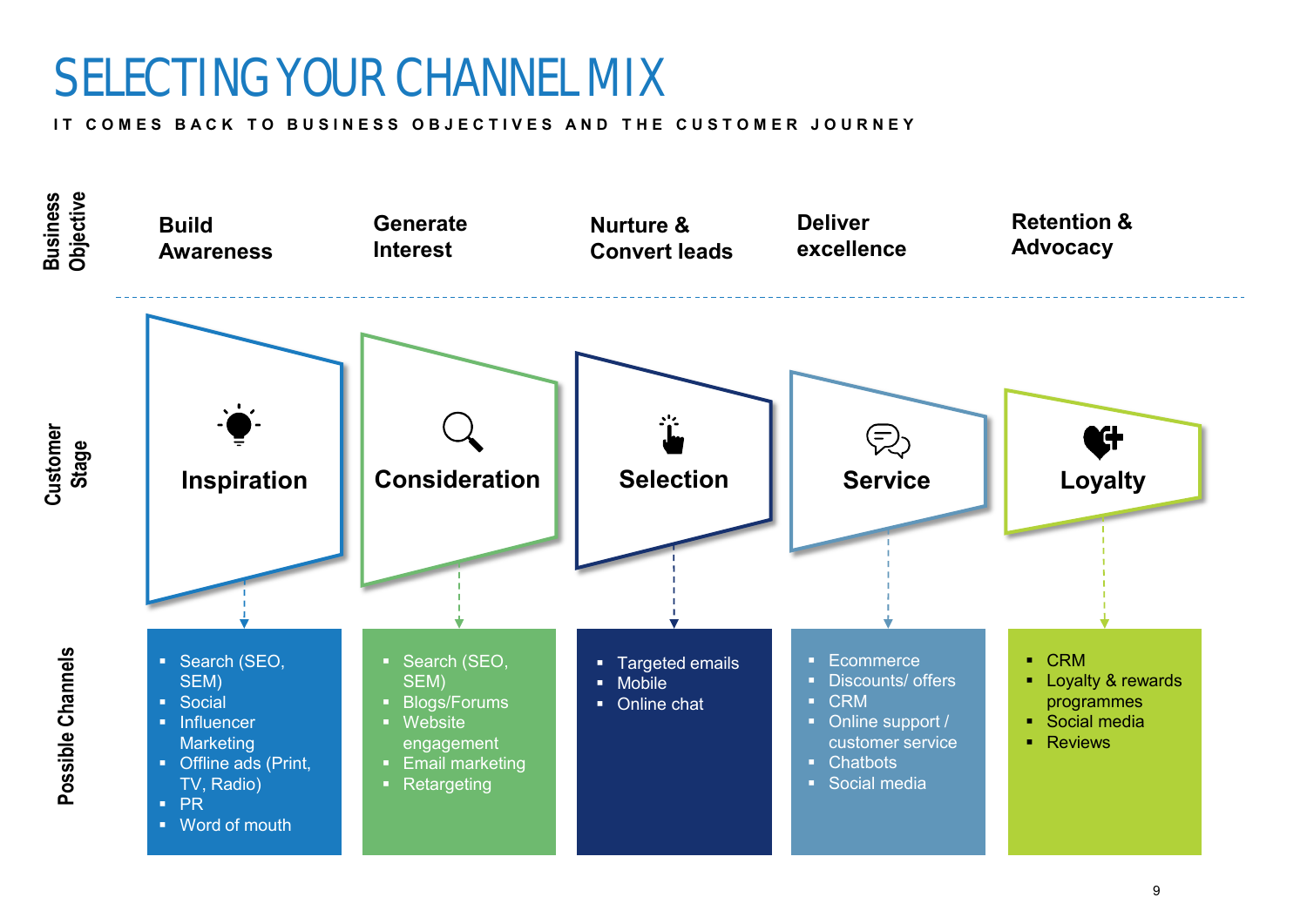# SELECTING YOUR CHANNEL MIX

**IT COMES BACK TO BUSINESS OBJECTIVES AND THE CUSTOMER JOURNEY**

| Business Objective | Build Awareness | Generate Interest | Nurture & Convert leads | Deliver excellence | Retention & Advocacy |
|---|---|---|---|---|---|
| Customer Stage | Inspiration | Consideration | Selection | Service | Loyalty |
| Possible Channels | ▪ Search (SEO, SEM)<br>▪ Social<br>▪ Influencer Marketing<br>▪ Offline ads (Print, TV, Radio)<br>▪ PR<br>▪ Word of mouth | ▪ Search (SEO, SEM)<br>▪ Blogs/Forums<br>▪ Website engagement<br>▪ Email marketing<br>▪ Retargeting | ▪ Targeted emails<br>▪ Mobile<br>▪ Online chat | ▪ Ecommerce<br>▪ Discounts/ offers<br>▪ CRM<br>▪ Online support / customer service<br>▪ Chatbots<br>▪ Social media | ▪ CRM<br>▪ Loyalty & rewards programmes<br>▪ Social media<br>▪ Reviews |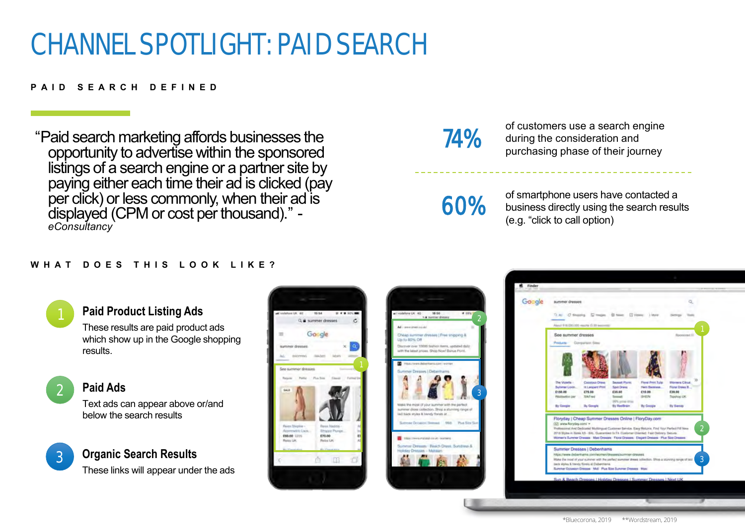# CHANNEL SPOTLIGHT: PAID SEARCH

## PAID SEARCH DEFINED

"Paid search marketing affords businesses the opportunity to advertise within the sponsored listings of a search engine or a partner site by paying either each time their ad is clicked (pay per click) or less commonly, when their ad is displayed (CPM or cost per thousand)." - *eConsultancy*

**74%** of customers use a search engine during the consideration and purchasing phase of their journey

**60%** of smartphone users have contacted a business directly using the search results (e.g. "click to call option)

## WHAT DOES THIS LOOK LIKE?

**1 Paid Product Listing Ads**

These results are paid product ads which show up in the Google shopping results.

**2 Paid Ads**

Text ads can appear above or/and below the search results

**3 Organic Search Results**

These links will appear under the ads

*Bluecorona, 2019 **Wordstream, 2019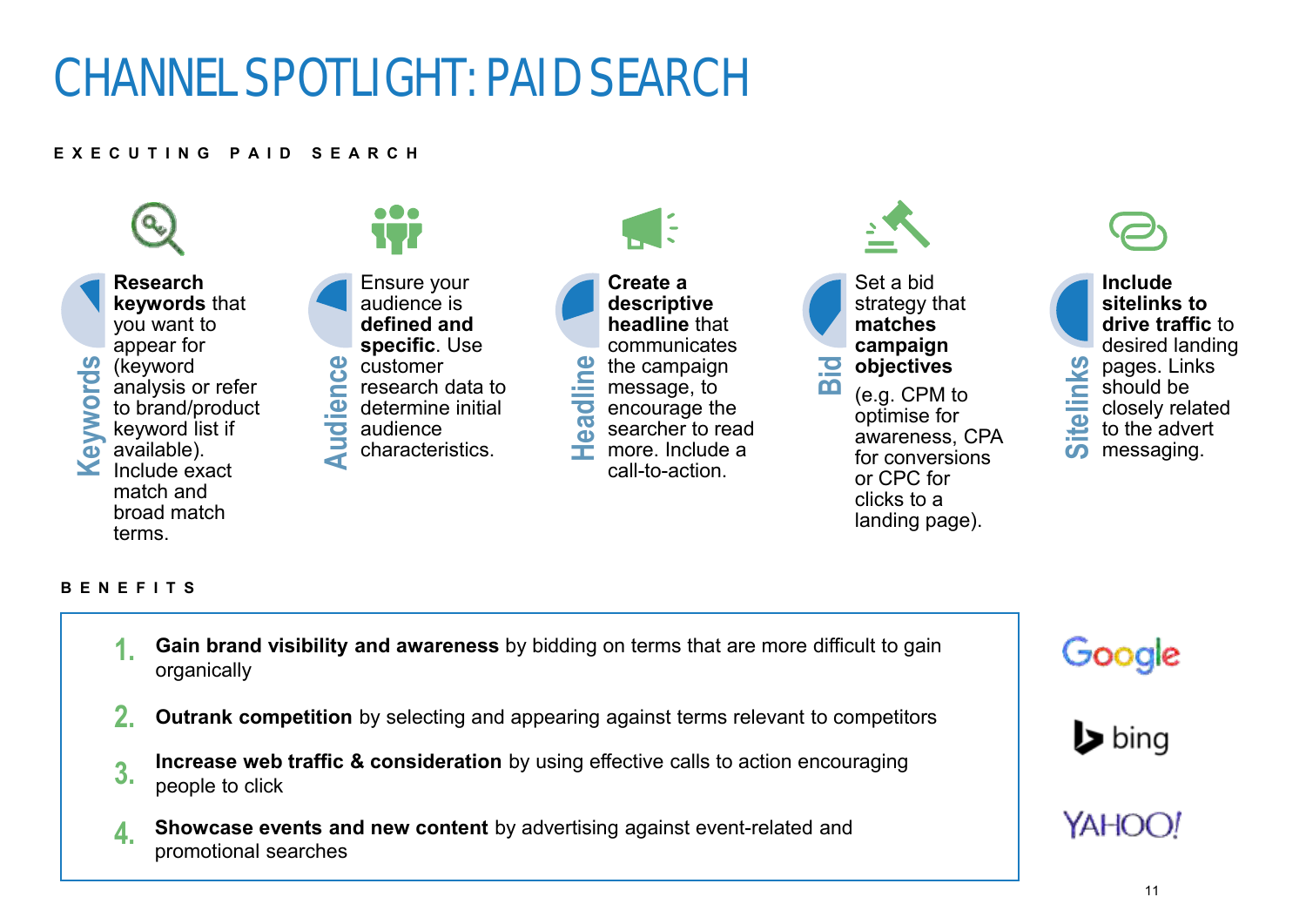# CHANNEL SPOTLIGHT: PAID SEARCH

## EXECUTING PAID SEARCH

**Keywords**

**Research keywords** that you want to appear for (keyword analysis or refer to brand/product keyword list if available). Include exact match and broad match terms.

**Audience**

Ensure your audience is **defined and specific**. Use customer research data to determine initial audience characteristics.

**Headline**

**Create a descriptive headline** that communicates the campaign message, to encourage the searcher to read more. Include a call-to-action.

**Bid**

Set a bid strategy that **matches campaign objectives**

(e.g. CPM to optimise for awareness, CPA for conversions or CPC for clicks to a landing page).

**Sitelinks**

**Include sitelinks to drive traffic** to desired landing pages. Links should be closely related to the advert messaging.

## BENEFITS

1. **Gain brand visibility and awareness** by bidding on terms that are more difficult to gain organically
2. **Outrank competition** by selecting and appearing against terms relevant to competitors
3. **Increase web traffic & consideration** by using effective calls to action encouraging people to click
4. **Showcase events and new content** by advertising against event-related and promotional searches

Google

bing

YAHOO!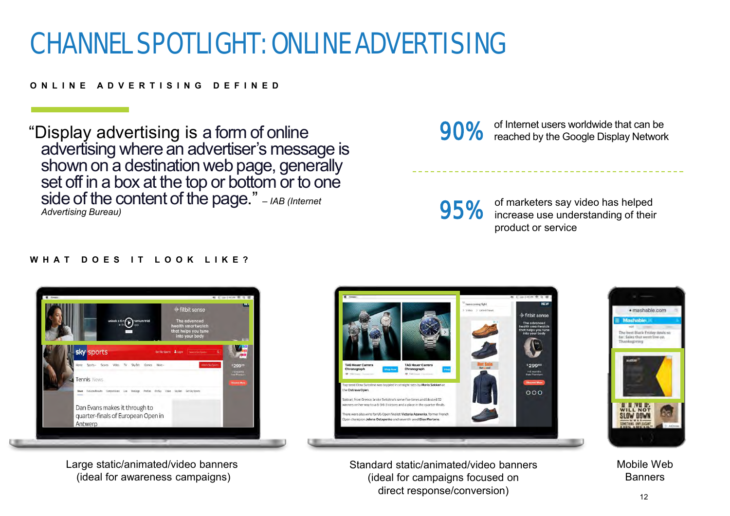# CHANNEL SPOTLIGHT: ONLINE ADVERTISING

## ONLINE ADVERTISING DEFINED

"Display advertising is a form of online advertising where an advertiser's message is shown on a destination web page, generally set off in a box at the top or bottom or to one side of the content of the page." – *IAB (Internet Advertising Bureau)*

**90%** of Internet users worldwide that can be reached by the Google Display Network

**95%** of marketers say video has helped increase use understanding of their product or service

## WHAT DOES IT LOOK LIKE?

Large static/animated/video banners (ideal for awareness campaigns)

Standard static/animated/video banners (ideal for campaigns focused on direct response/conversion)

Mobile Web Banners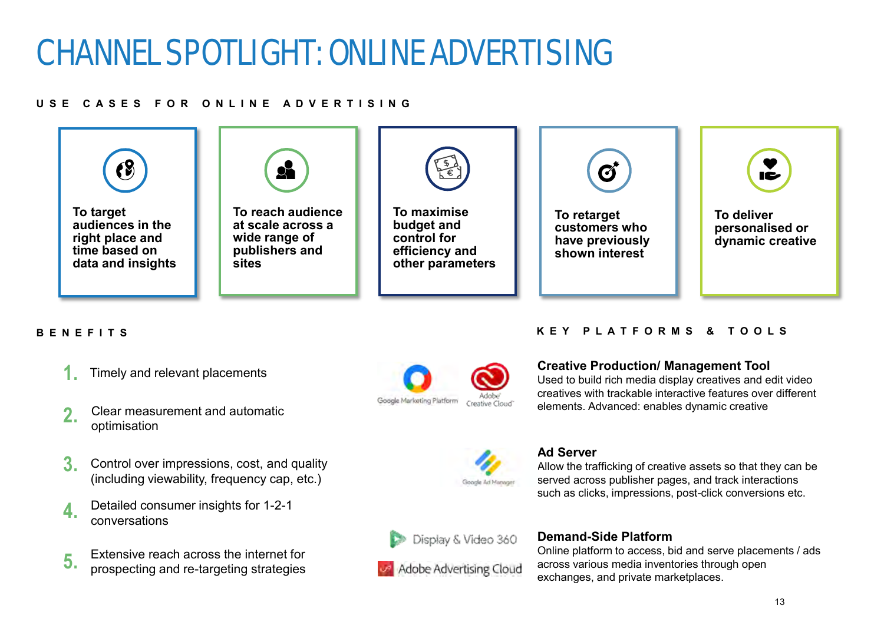# CHANNEL SPOTLIGHT: ONLINE ADVERTISING

## USE CASES FOR ONLINE ADVERTISING

- **To target audiences in the right place and time based on data and insights**
- **To reach audience at scale across a wide range of publishers and sites**
- **To maximise budget and control for efficiency and other parameters**
- **To retarget customers who have previously shown interest**
- **To deliver personalised or dynamic creative**

## BENEFITS

1. Timely and relevant placements
2. Clear measurement and automatic optimisation
3. Control over impressions, cost, and quality (including viewability, frequency cap, etc.)
4. Detailed consumer insights for 1-2-1 conversations
5. Extensive reach across the internet for prospecting and re-targeting strategies

## KEY PLATFORMS & TOOLS

Google Marketing Platform | Adobe Creative Cloud

**Creative Production/ Management Tool**
Used to build rich media display creatives and edit video creatives with trackable interactive features over different elements. Advanced: enables dynamic creative

Google Ad Manager

**Ad Server**
Allow the trafficking of creative assets so that they can be served across publisher pages, and track interactions such as clicks, impressions, post-click conversions etc.

Display & Video 360 | Adobe Advertising Cloud

**Demand-Side Platform**
Online platform to access, bid and serve placements / ads across various media inventories through open exchanges, and private marketplaces.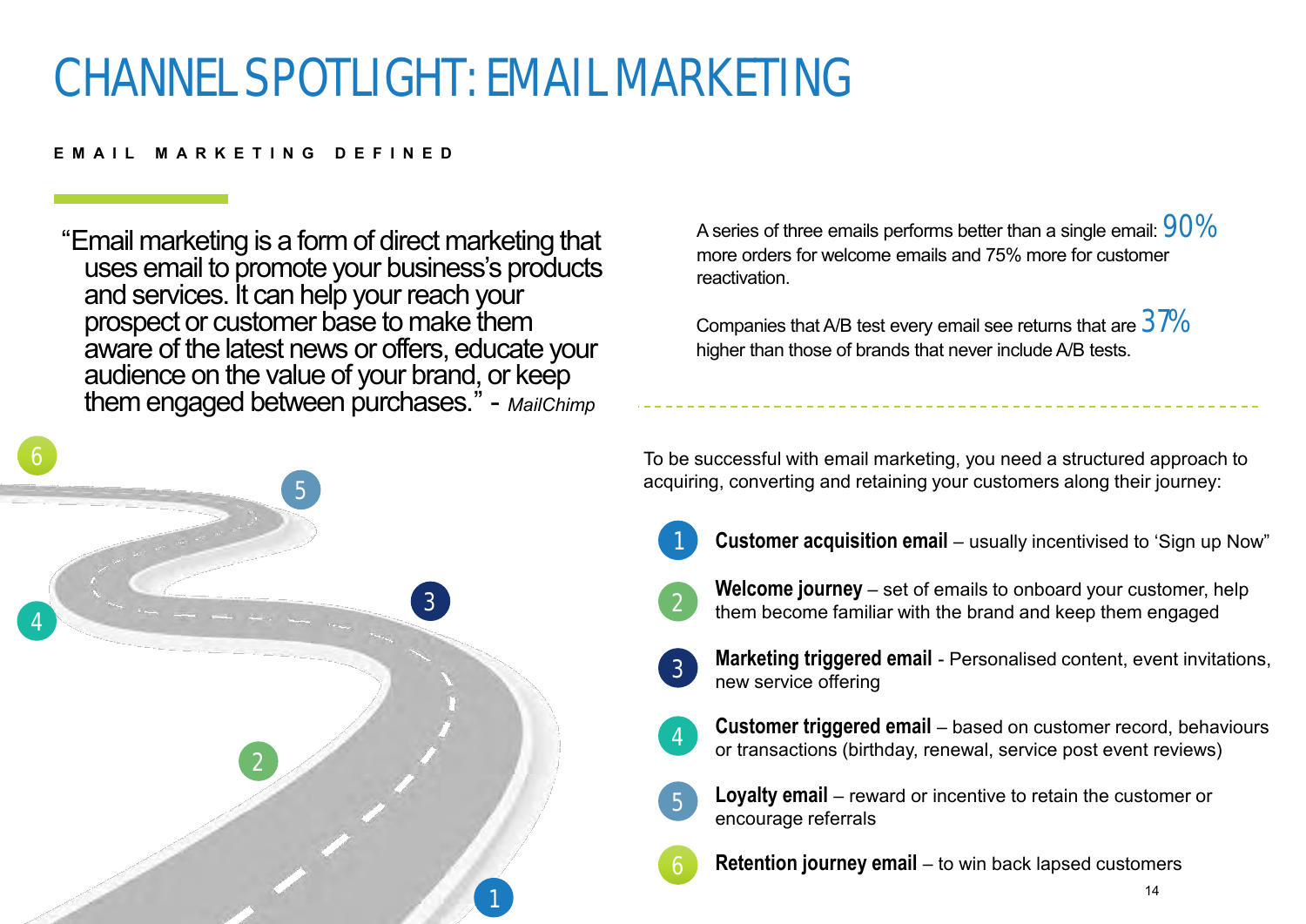# CHANNEL SPOTLIGHT: EMAIL MARKETING

## EMAIL MARKETING DEFINED

"Email marketing is a form of direct marketing that uses email to promote your business's products and services. It can help your reach your prospect or customer base to make them aware of the latest news or offers, educate your audience on the value of your brand, or keep them engaged between purchases." - *MailChimp*

A series of three emails performs better than a single email: 90% more orders for welcome emails and 75% more for customer reactivation.

Companies that A/B test every email see returns that are 37% higher than those of brands that never include A/B tests.

To be successful with email marketing, you need a structured approach to acquiring, converting and retaining your customers along their journey:

1. **Customer acquisition email** – usually incentivised to 'Sign up Now"
2. **Welcome journey** – set of emails to onboard your customer, help them become familiar with the brand and keep them engaged
3. **Marketing triggered email** - Personalised content, event invitations, new service offering
4. **Customer triggered email** – based on customer record, behaviours or transactions (birthday, renewal, service post event reviews)
5. **Loyalty email** – reward or incentive to retain the customer or encourage referrals
6. **Retention journey email** – to win back lapsed customers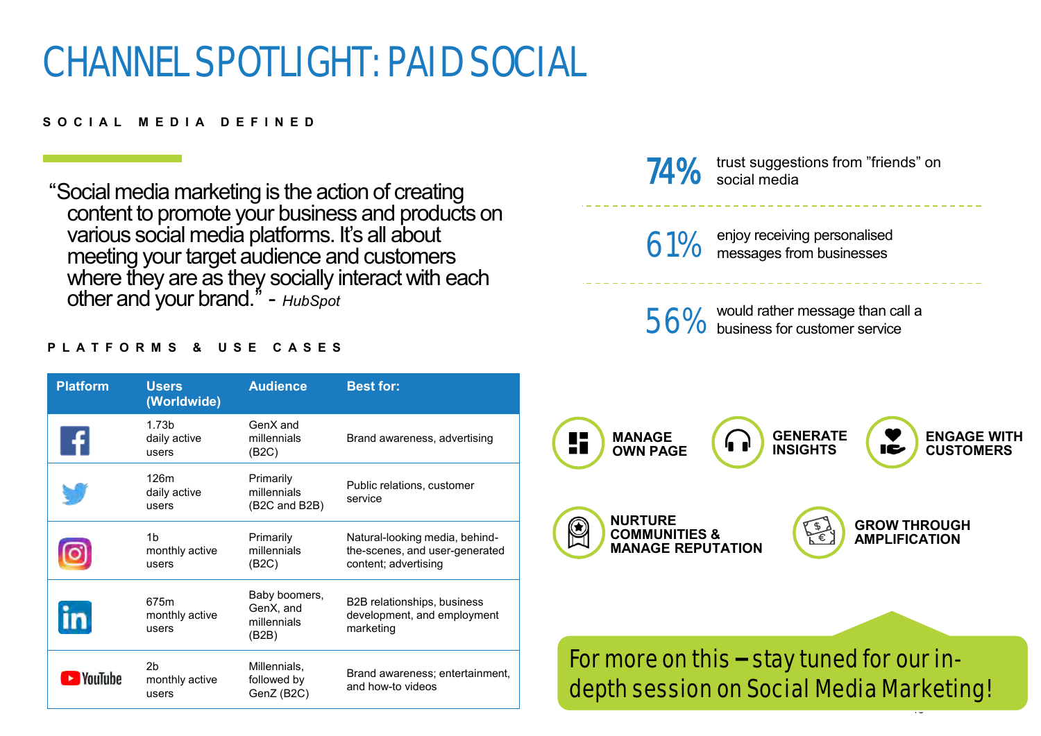# CHANNEL SPOTLIGHT: PAID SOCIAL

## SOCIAL MEDIA DEFINED

"Social media marketing is the action of creating content to promote your business and products on various social media platforms. It's all about meeting your target audience and customers where they are as they socially interact with each other and your brand." - *HubSpot*

## PLATFORMS & USE CASES

| Platform | Users (Worldwide) | Audience | Best for: |
|---|---|---|---|
| Facebook | 1.73b daily active users | GenX and millennials (B2C) | Brand awareness, advertising |
| Twitter | 126m daily active users | Primarily millennials (B2C and B2B) | Public relations, customer service |
| Instagram | 1b monthly active users | Primarily millennials (B2C) | Natural-looking media, behind-the-scenes, and user-generated content; advertising |
| LinkedIn | 675m monthly active users | Baby boomers, GenX, and millennials (B2B) | B2B relationships, business development, and employment marketing |
| YouTube | 2b monthly active users | Millennials, followed by GenZ (B2C) | Brand awareness; entertainment, and how-to videos |

**74%** trust suggestions from "friends" on social media

**61%** enjoy receiving personalised messages from businesses

**56%** would rather message than call a business for customer service

- **MANAGE OWN PAGE**
- **GENERATE INSIGHTS**
- **ENGAGE WITH CUSTOMERS**
- **NURTURE COMMUNITIES & MANAGE REPUTATION**
- **GROW THROUGH AMPLIFICATION**

For more on this – stay tuned for our in-depth session on Social Media Marketing!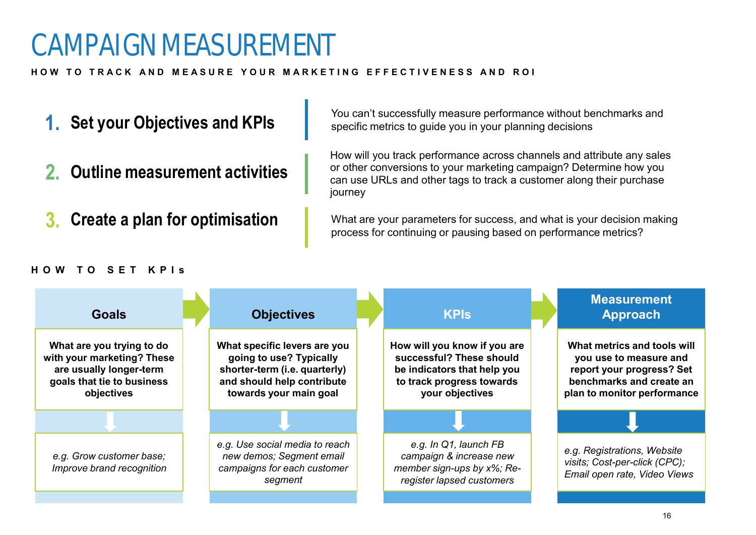# CAMPAIGN MEASUREMENT

**HOW TO TRACK AND MEASURE YOUR MARKETING EFFECTIVENESS AND ROI**

1. **Set your Objectives and KPIs** — You can't successfully measure performance without benchmarks and specific metrics to guide you in your planning decisions
2. **Outline measurement activities** — How will you track performance across channels and attribute any sales or other conversions to your marketing campaign? Determine how you can use URLs and other tags to track a customer along their purchase journey
3. **Create a plan for optimisation** — What are your parameters for success, and what is your decision making process for continuing or pausing based on performance metrics?

## HOW TO SET KPIs

| Goals | Objectives | KPIs | Measurement Approach |
|---|---|---|---|
| **What are you trying to do with your marketing? These are usually longer-term goals that tie to business objectives** | **What specific levers are you going to use? Typically shorter-term (i.e. quarterly) and should help contribute towards your main goal** | **How will you know if you are successful? These should be indicators that help you to track progress towards your objectives** | **What metrics and tools will you use to measure and report your progress? Set benchmarks and create an plan to monitor performance** |
| *e.g. Grow customer base; Improve brand recognition* | *e.g. Use social media to reach new demos; Segment email campaigns for each customer segment* | *e.g. In Q1, launch FB campaign & increase new member sign-ups by x%; Re-register lapsed customers* | *e.g. Registrations, Website visits; Cost-per-click (CPC); Email open rate, Video Views* |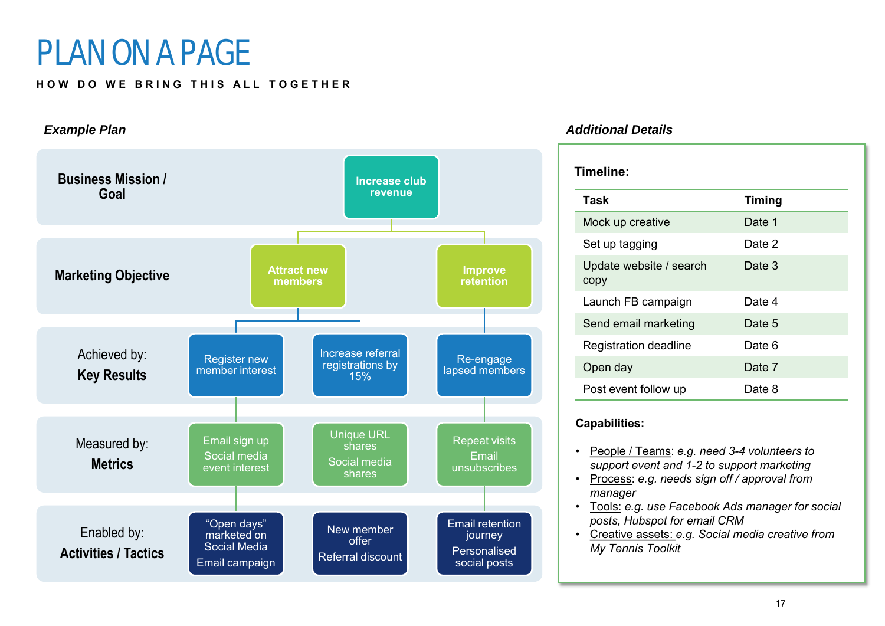# PLAN ON A PAGE

**HOW DO WE BRING THIS ALL TOGETHER**

***Example Plan***

| | | | |
|---|---|---|---|
| **Business Mission / Goal** | Increase club revenue | | |
| **Marketing Objective** | Attract new members | | Improve retention |
| Achieved by: **Key Results** | Register new member interest | Increase referral registrations by 15% | Re-engage lapsed members |
| Measured by: **Metrics** | Email sign up<br>Social media event interest | Unique URL shares<br>Social media shares | Repeat visits<br>Email unsubscribes |
| Enabled by: **Activities / Tactics** | "Open days" marketed on Social Media<br>Email campaign | New member offer<br>Referral discount | Email retention journey<br>Personalised social posts |

***Additional Details***

**Timeline:**

| Task | Timing |
|---|---|
| Mock up creative | Date 1 |
| Set up tagging | Date 2 |
| Update website / search copy | Date 3 |
| Launch FB campaign | Date 4 |
| Send email marketing | Date 5 |
| Registration deadline | Date 6 |
| Open day | Date 7 |
| Post event follow up | Date 8 |

**Capabilities:**

- People / Teams: *e.g. need 3-4 volunteers to support event and 1-2 to support marketing*
- Process: *e.g. needs sign off / approval from manager*
- Tools: *e.g. use Facebook Ads manager for social posts, Hubspot for email CRM*
- Creative assets: *e.g. Social media creative from My Tennis Toolkit*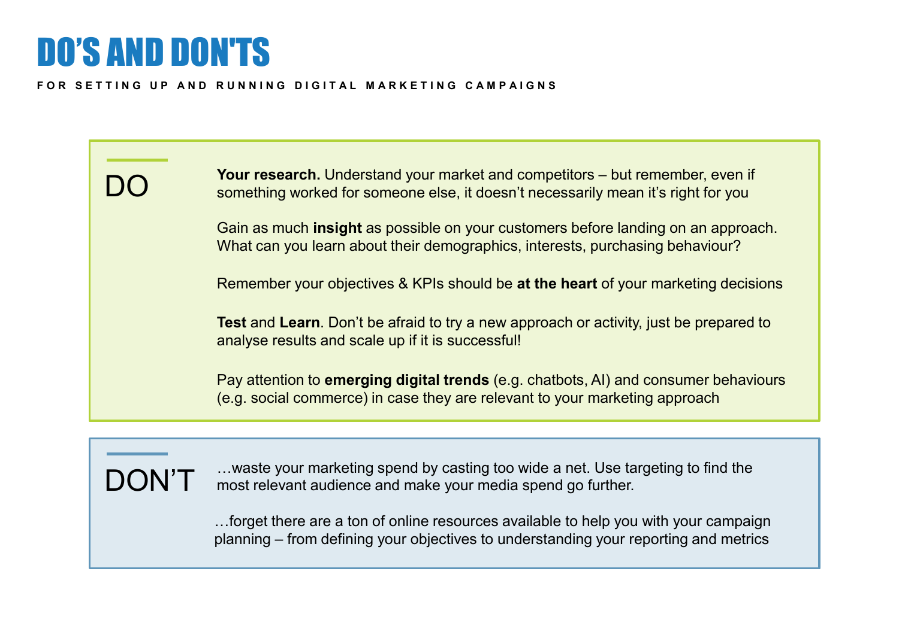# DO'S AND DON'TS

**FOR SETTING UP AND RUNNING DIGITAL MARKETING CAMPAIGNS**

## DO

**Your research.** Understand your market and competitors – but remember, even if something worked for someone else, it doesn't necessarily mean it's right for you

Gain as much **insight** as possible on your customers before landing on an approach. What can you learn about their demographics, interests, purchasing behaviour?

Remember your objectives & KPIs should be **at the heart** of your marketing decisions

**Test** and **Learn**. Don't be afraid to try a new approach or activity, just be prepared to analyse results and scale up if it is successful!

Pay attention to **emerging digital trends** (e.g. chatbots, AI) and consumer behaviours (e.g. social commerce) in case they are relevant to your marketing approach

## DON'T

…waste your marketing spend by casting too wide a net. Use targeting to find the most relevant audience and make your media spend go further.

…forget there are a ton of online resources available to help you with your campaign planning – from defining your objectives to understanding your reporting and metrics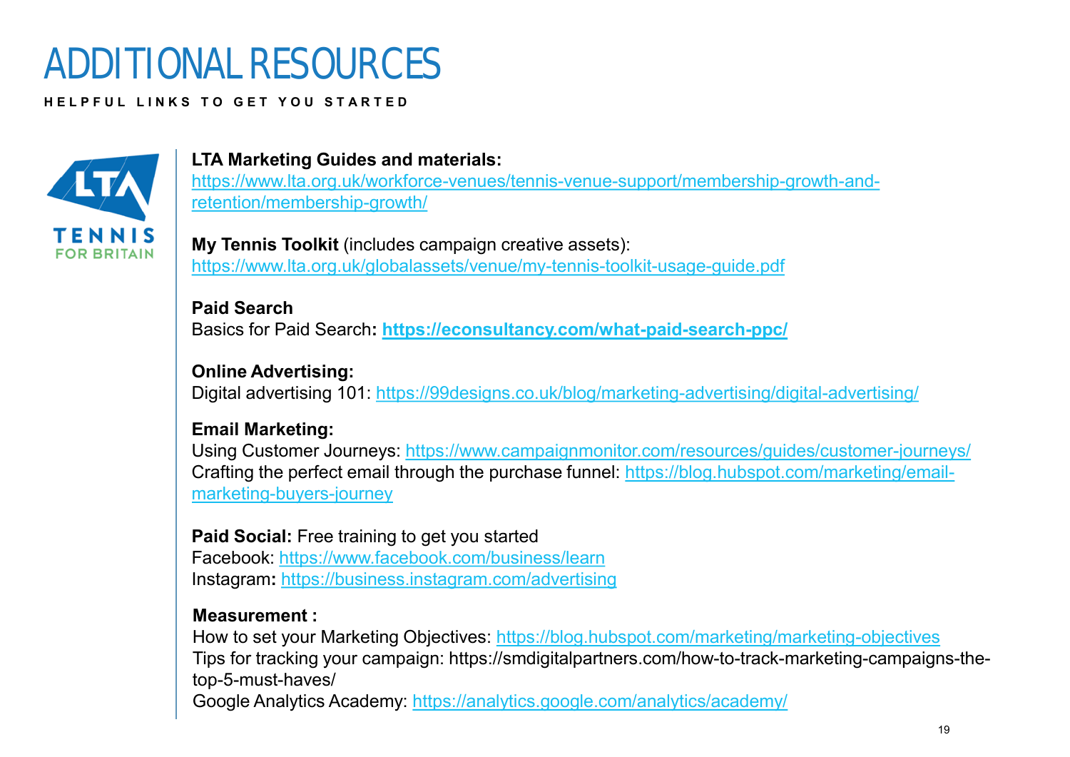# ADDITIONAL RESOURCES

**HELPFUL LINKS TO GET YOU STARTED**

**LTA Marketing Guides and materials:**
https://www.lta.org.uk/workforce-venues/tennis-venue-support/membership-growth-and-retention/membership-growth/

**My Tennis Toolkit** (includes campaign creative assets):
https://www.lta.org.uk/globalassets/venue/my-tennis-toolkit-usage-guide.pdf

**Paid Search**
Basics for Paid Search**: https://econsultancy.com/what-paid-search-ppc/**

**Online Advertising:**
Digital advertising 101: https://99designs.co.uk/blog/marketing-advertising/digital-advertising/

**Email Marketing:**
Using Customer Journeys: https://www.campaignmonitor.com/resources/guides/customer-journeys/
Crafting the perfect email through the purchase funnel: https://blog.hubspot.com/marketing/email-marketing-buyers-journey

**Paid Social:** Free training to get you started
Facebook: https://www.facebook.com/business/learn
Instagram**:** https://business.instagram.com/advertising

**Measurement :**
How to set your Marketing Objectives: https://blog.hubspot.com/marketing/marketing-objectives
Tips for tracking your campaign: https://smdigitalpartners.com/how-to-track-marketing-campaigns-the-top-5-must-haves/
Google Analytics Academy: https://analytics.google.com/analytics/academy/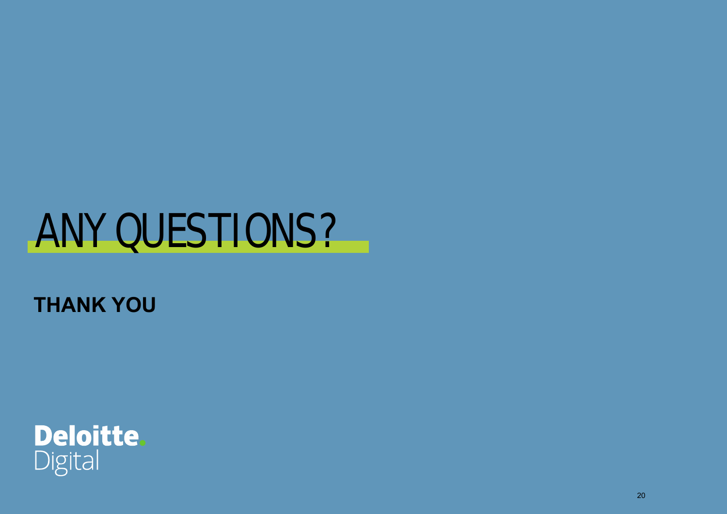# ANY QUESTIONS?

**THANK YOU**

**Deloitte.**
Digital